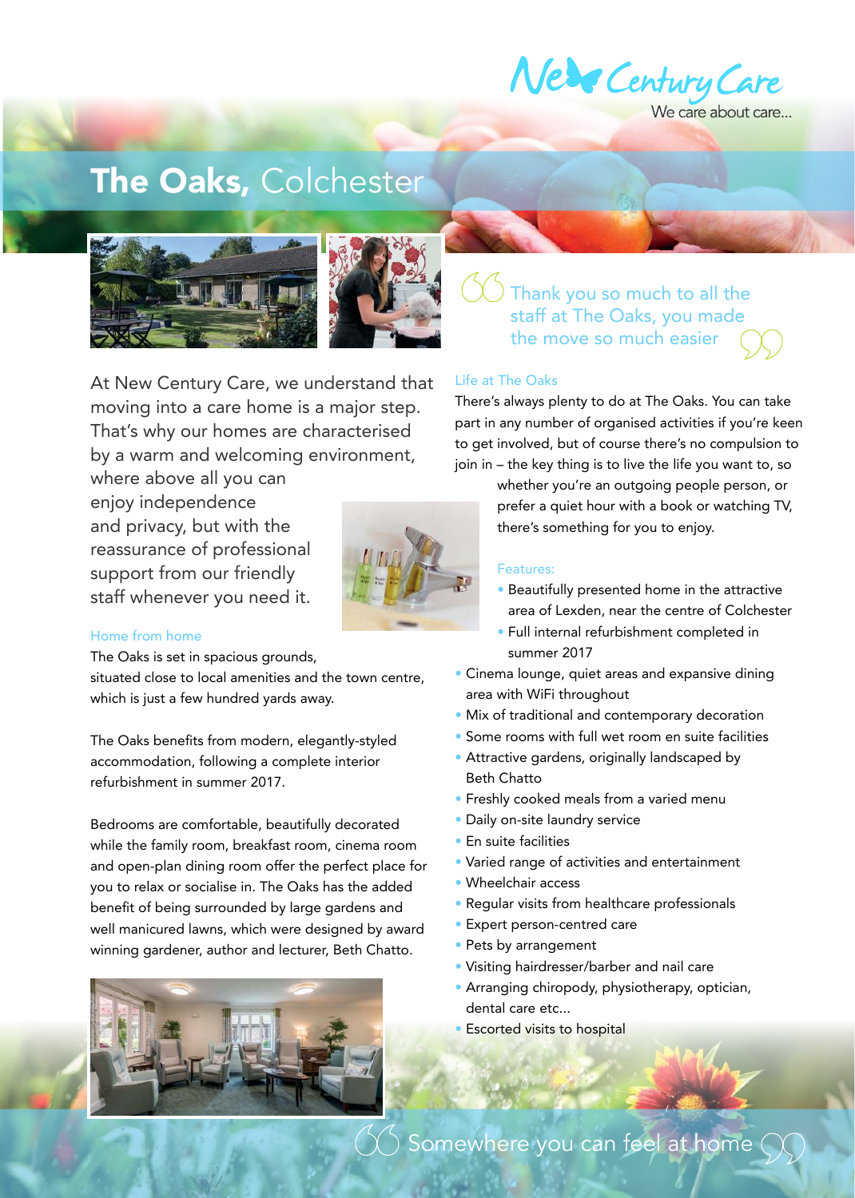New Century Care

We care about care...

# The Oaks, Colchester

> Thank you so much to all the staff at The Oaks, you made the move so much easier

At New Century Care, we understand that moving into a care home is a major step. That's why our homes are characterised by a warm and welcoming environment, where above all you can enjoy independence and privacy, but with the reassurance of professional support from our friendly staff whenever you need it.

### Home from home

The Oaks is set in spacious grounds, situated close to local amenities and the town centre, which is just a few hundred yards away.

The Oaks benefits from modern, elegantly-styled accommodation, following a complete interior refurbishment in summer 2017.

Bedrooms are comfortable, beautifully decorated while the family room, breakfast room, cinema room and open-plan dining room offer the perfect place for you to relax or socialise in. The Oaks has the added benefit of being surrounded by large gardens and well manicured lawns, which were designed by award winning gardener, author and lecturer, Beth Chatto.

### Life at The Oaks

There's always plenty to do at The Oaks. You can take part in any number of organised activities if you're keen to get involved, but of course there's no compulsion to join in – the key thing is to live the life you want to, so whether you're an outgoing people person, or prefer a quiet hour with a book or watching TV, there's something for you to enjoy.

### Features:

- Beautifully presented home in the attractive area of Lexden, near the centre of Colchester
- Full internal refurbishment completed in summer 2017
- Cinema lounge, quiet areas and expansive dining area with WiFi throughout
- Mix of traditional and contemporary decoration
- Some rooms with full wet room en suite facilities
- Attractive gardens, originally landscaped by Beth Chatto
- Freshly cooked meals from a varied menu
- Daily on-site laundry service
- En suite facilities
- Varied range of activities and entertainment
- Wheelchair access
- Regular visits from healthcare professionals
- Expert person-centred care
- Pets by arrangement
- Visiting hairdresser/barber and nail care
- Arranging chiropody, physiotherapy, optician, dental care etc...
- Escorted visits to hospital

> Somewhere you can feel at home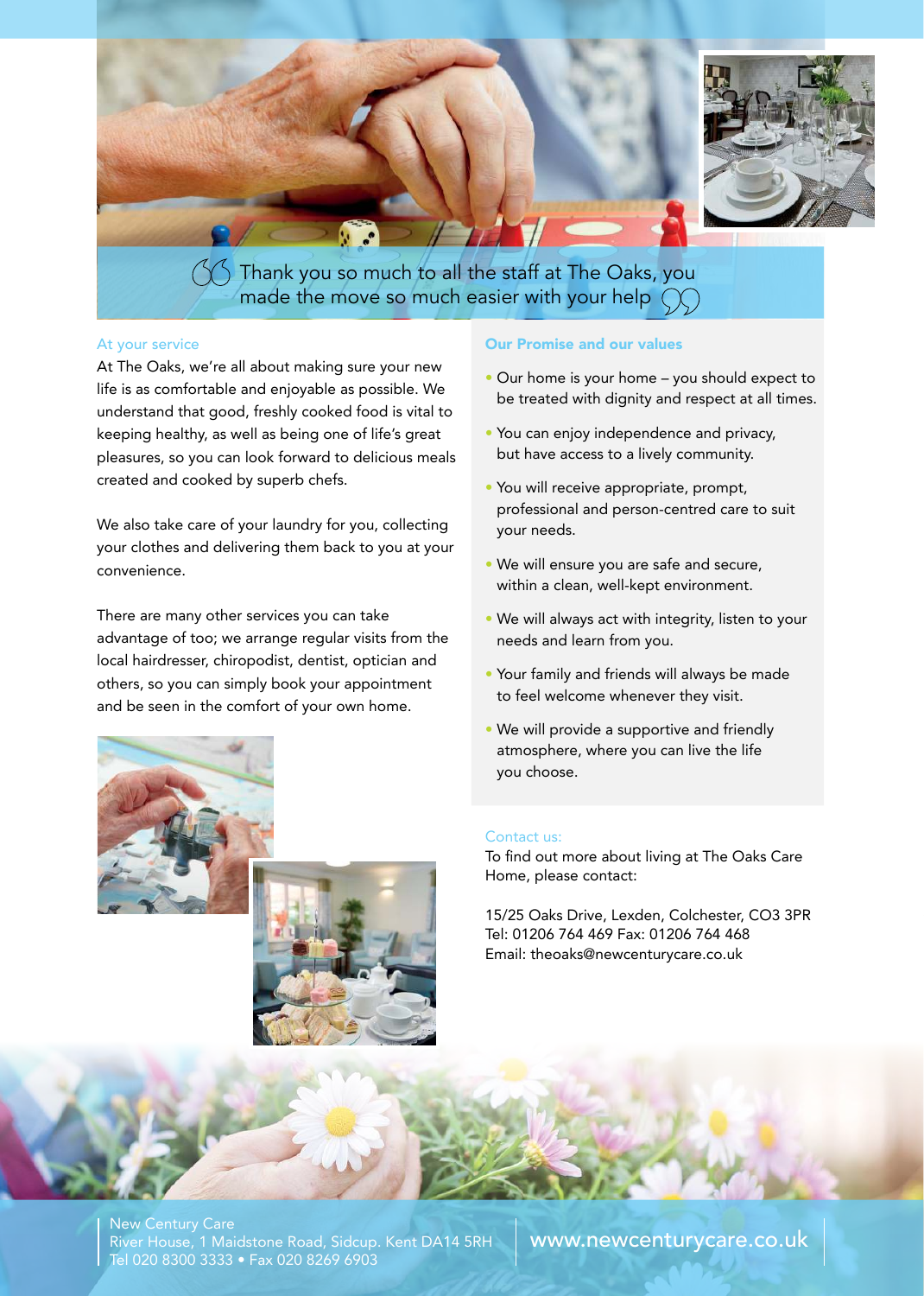> Thank you so much to all the staff at The Oaks, you made the move so much easier with your help

## At your service

At The Oaks, we're all about making sure your new life is as comfortable and enjoyable as possible. We understand that good, freshly cooked food is vital to keeping healthy, as well as being one of life's great pleasures, so you can look forward to delicious meals created and cooked by superb chefs.

We also take care of your laundry for you, collecting your clothes and delivering them back to you at your convenience.

There are many other services you can take advantage of too; we arrange regular visits from the local hairdresser, chiropodist, dentist, optician and others, so you can simply book your appointment and be seen in the comfort of your own home.

## Our Promise and our values

- Our home is your home – you should expect to be treated with dignity and respect at all times.
- You can enjoy independence and privacy, but have access to a lively community.
- You will receive appropriate, prompt, professional and person-centred care to suit your needs.
- We will ensure you are safe and secure, within a clean, well-kept environment.
- We will always act with integrity, listen to your needs and learn from you.
- Your family and friends will always be made to feel welcome whenever they visit.
- We will provide a supportive and friendly atmosphere, where you can live the life you choose.

## Contact us:

To find out more about living at The Oaks Care Home, please contact:

15/25 Oaks Drive, Lexden, Colchester, CO3 3PR
Tel: 01206 764 469 Fax: 01206 764 468
Email: theoaks@newcenturycare.co.uk

New Century Care
River House, 1 Maidstone Road, Sidcup. Kent DA14 5RH
Tel 020 8300 3333 • Fax 020 8269 6903

www.newcenturycare.co.uk